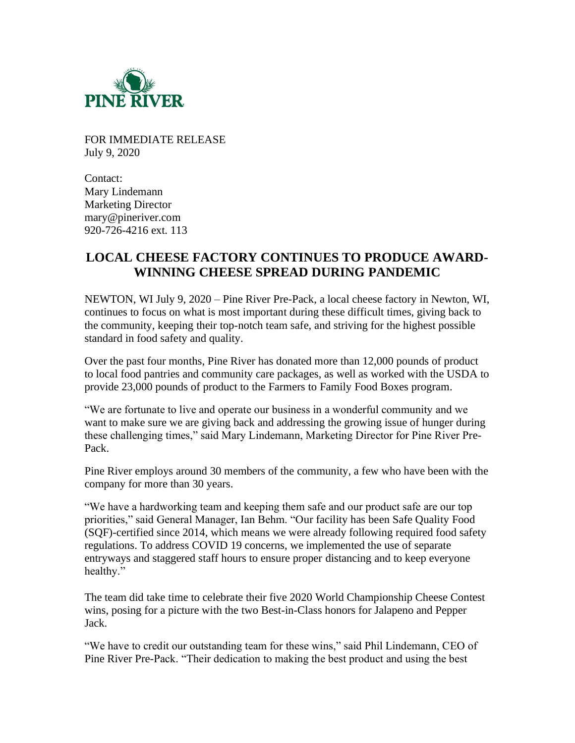PINE RIVER

FOR IMMEDIATE RELEASE
July 9, 2020

Contact:
Mary Lindemann
Marketing Director
mary@pineriver.com
920-726-4216 ext. 113

## LOCAL CHEESE FACTORY CONTINUES TO PRODUCE AWARD-WINNING CHEESE SPREAD DURING PANDEMIC

NEWTON, WI July 9, 2020 – Pine River Pre-Pack, a local cheese factory in Newton, WI, continues to focus on what is most important during these difficult times, giving back to the community, keeping their top-notch team safe, and striving for the highest possible standard in food safety and quality.

Over the past four months, Pine River has donated more than 12,000 pounds of product to local food pantries and community care packages, as well as worked with the USDA to provide 23,000 pounds of product to the Farmers to Family Food Boxes program.

"We are fortunate to live and operate our business in a wonderful community and we want to make sure we are giving back and addressing the growing issue of hunger during these challenging times," said Mary Lindemann, Marketing Director for Pine River Pre-Pack.

Pine River employs around 30 members of the community, a few who have been with the company for more than 30 years.

"We have a hardworking team and keeping them safe and our product safe are our top priorities," said General Manager, Ian Behm. "Our facility has been Safe Quality Food (SQF)-certified since 2014, which means we were already following required food safety regulations. To address COVID 19 concerns, we implemented the use of separate entryways and staggered staff hours to ensure proper distancing and to keep everyone healthy."

The team did take time to celebrate their five 2020 World Championship Cheese Contest wins, posing for a picture with the two Best-in-Class honors for Jalapeno and Pepper Jack.

"We have to credit our outstanding team for these wins," said Phil Lindemann, CEO of Pine River Pre-Pack. "Their dedication to making the best product and using the best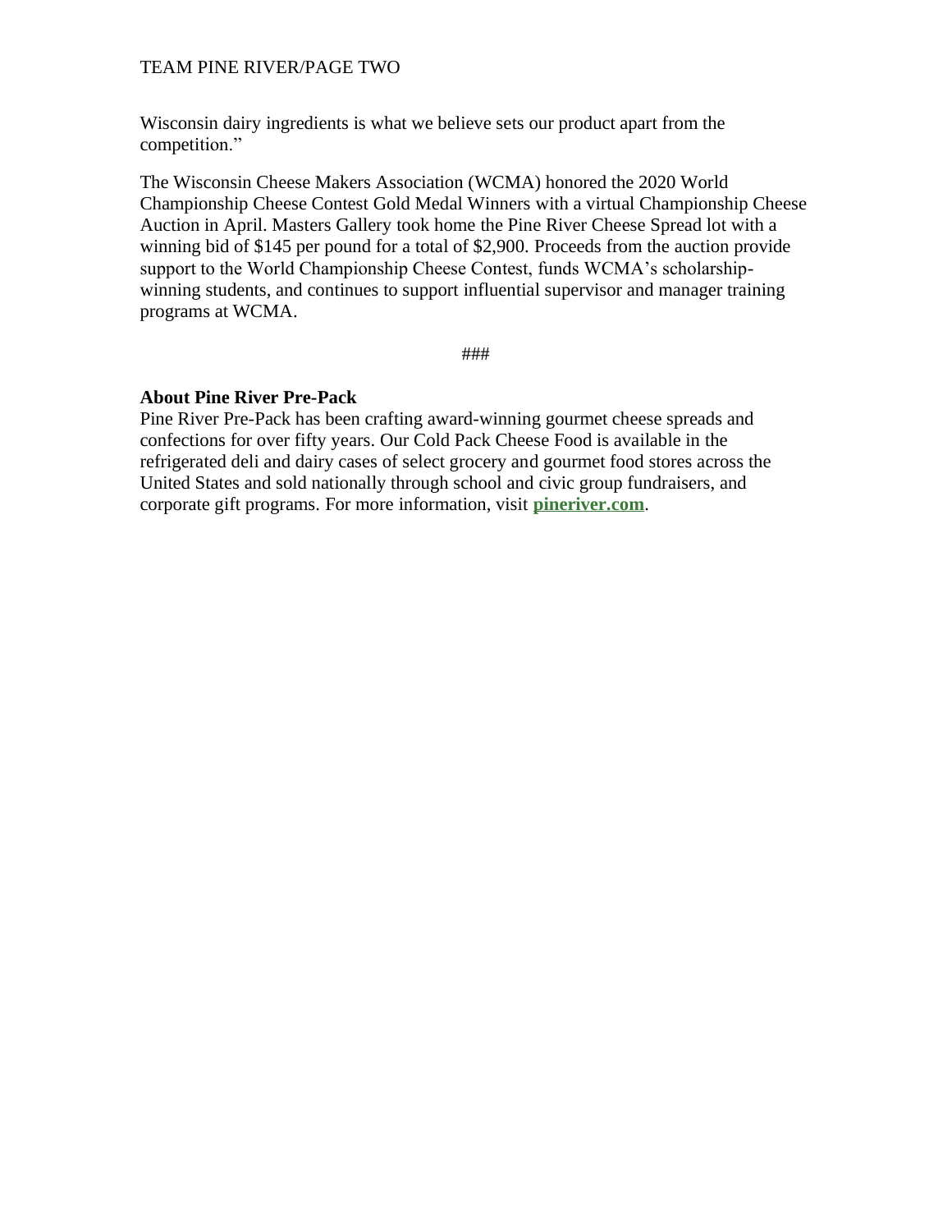Wisconsin dairy ingredients is what we believe sets our product apart from the competition."

The Wisconsin Cheese Makers Association (WCMA) honored the 2020 World Championship Cheese Contest Gold Medal Winners with a virtual Championship Cheese Auction in April. Masters Gallery took home the Pine River Cheese Spread lot with a winning bid of $145 per pound for a total of $2,900. Proceeds from the auction provide support to the World Championship Cheese Contest, funds WCMA's scholarship-winning students, and continues to support influential supervisor and manager training programs at WCMA.

###

**About Pine River Pre-Pack**
Pine River Pre-Pack has been crafting award-winning gourmet cheese spreads and confections for over fifty years. Our Cold Pack Cheese Food is available in the refrigerated deli and dairy cases of select grocery and gourmet food stores across the United States and sold nationally through school and civic group fundraisers, and corporate gift programs. For more information, visit **pineriver.com**.